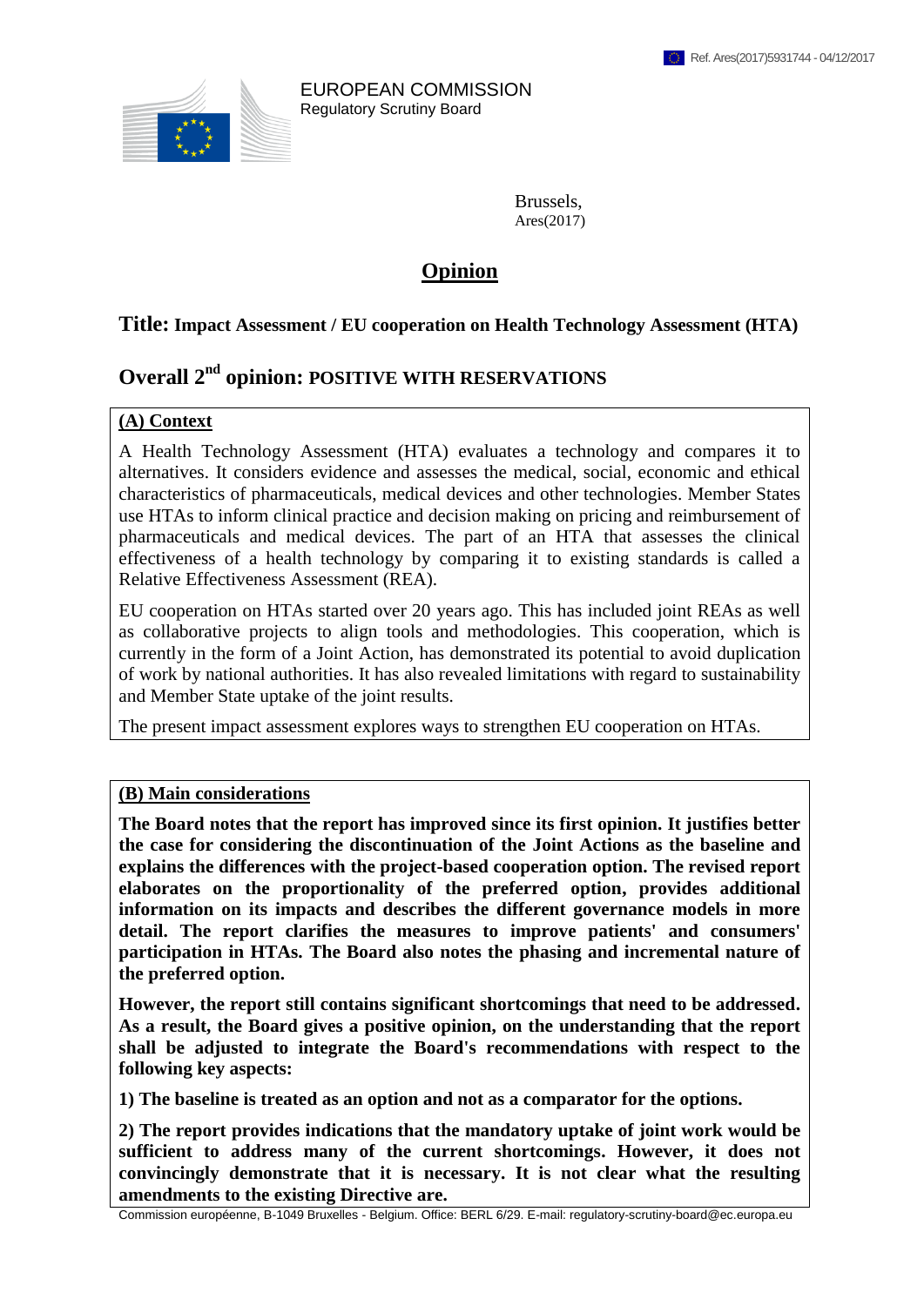Ref. Ares(2017)5931744 - 04/12/2017

EUROPEAN COMMISSION
Regulatory Scrutiny Board

Brussels,
Ares(2017)

# Opinion

## Title: Impact Assessment / EU cooperation on Health Technology Assessment (HTA)

## Overall 2nd opinion: POSITIVE WITH RESERVATIONS

### (A) Context

A Health Technology Assessment (HTA) evaluates a technology and compares it to alternatives. It considers evidence and assesses the medical, social, economic and ethical characteristics of pharmaceuticals, medical devices and other technologies. Member States use HTAs to inform clinical practice and decision making on pricing and reimbursement of pharmaceuticals and medical devices. The part of an HTA that assesses the clinical effectiveness of a health technology by comparing it to existing standards is called a Relative Effectiveness Assessment (REA).

EU cooperation on HTAs started over 20 years ago. This has included joint REAs as well as collaborative projects to align tools and methodologies. This cooperation, which is currently in the form of a Joint Action, has demonstrated its potential to avoid duplication of work by national authorities. It has also revealed limitations with regard to sustainability and Member State uptake of the joint results.

The present impact assessment explores ways to strengthen EU cooperation on HTAs.

### (B) Main considerations

**The Board notes that the report has improved since its first opinion. It justifies better the case for considering the discontinuation of the Joint Actions as the baseline and explains the differences with the project-based cooperation option. The revised report elaborates on the proportionality of the preferred option, provides additional information on its impacts and describes the different governance models in more detail. The report clarifies the measures to improve patients' and consumers' participation in HTAs. The Board also notes the phasing and incremental nature of the preferred option.**

**However, the report still contains significant shortcomings that need to be addressed. As a result, the Board gives a positive opinion, on the understanding that the report shall be adjusted to integrate the Board's recommendations with respect to the following key aspects:**

**1) The baseline is treated as an option and not as a comparator for the options.**

**2) The report provides indications that the mandatory uptake of joint work would be sufficient to address many of the current shortcomings. However, it does not convincingly demonstrate that it is necessary. It is not clear what the resulting amendments to the existing Directive are.**

Commission européenne, B-1049 Bruxelles - Belgium. Office: BERL 6/29. E-mail: regulatory-scrutiny-board@ec.europa.eu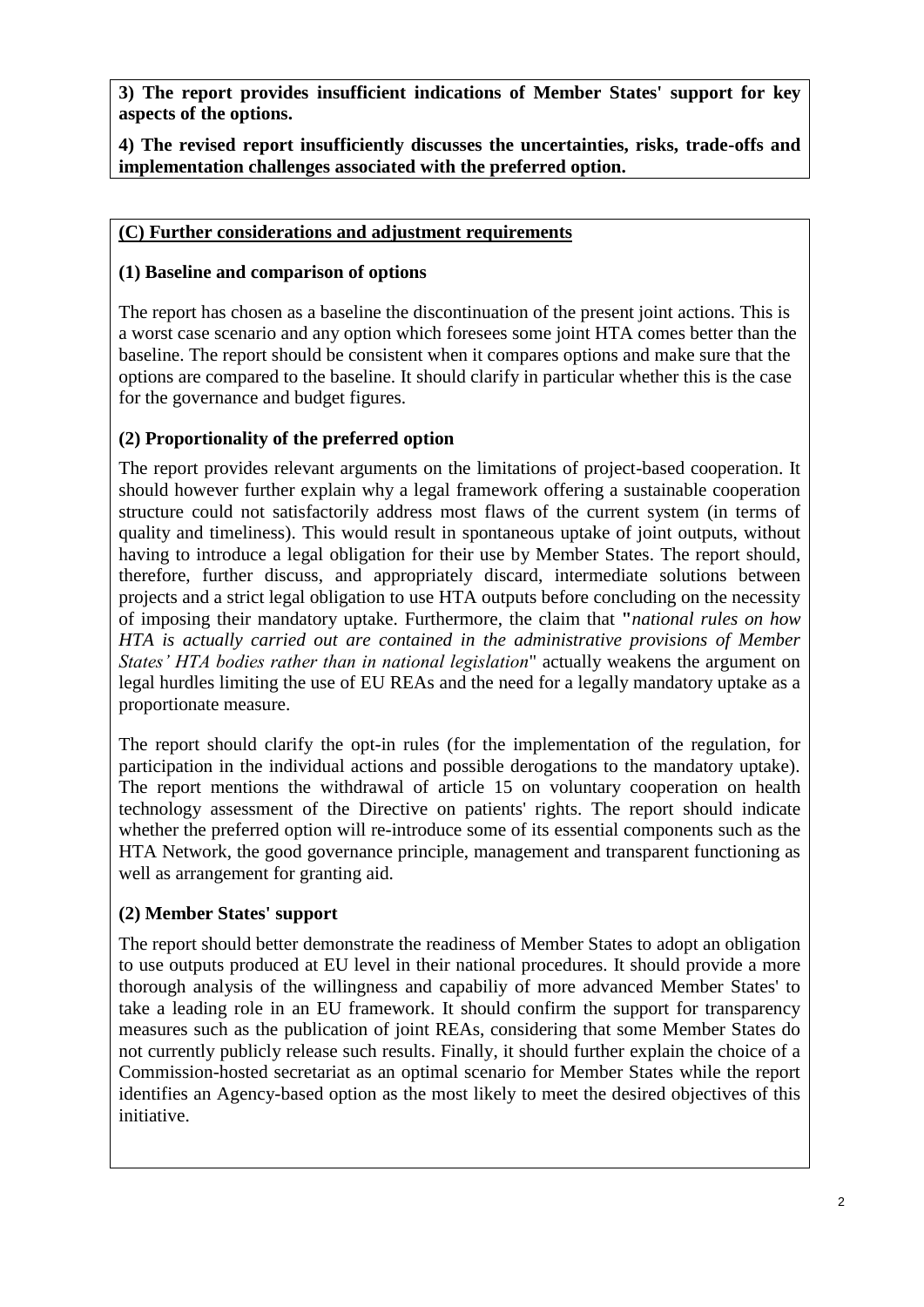**3) The report provides insufficient indications of Member States' support for key aspects of the options.**

**4) The revised report insufficiently discusses the uncertainties, risks, trade-offs and implementation challenges associated with the preferred option.**

## (C) Further considerations and adjustment requirements

### (1) Baseline and comparison of options

The report has chosen as a baseline the discontinuation of the present joint actions. This is a worst case scenario and any option which foresees some joint HTA comes better than the baseline. The report should be consistent when it compares options and make sure that the options are compared to the baseline. It should clarify in particular whether this is the case for the governance and budget figures.

### (2) Proportionality of the preferred option

The report provides relevant arguments on the limitations of project-based cooperation. It should however further explain why a legal framework offering a sustainable cooperation structure could not satisfactorily address most flaws of the current system (in terms of quality and timeliness). This would result in spontaneous uptake of joint outputs, without having to introduce a legal obligation for their use by Member States. The report should, therefore, further discuss, and appropriately discard, intermediate solutions between projects and a strict legal obligation to use HTA outputs before concluding on the necessity of imposing their mandatory uptake. Furthermore, the claim that "*national rules on how HTA is actually carried out are contained in the administrative provisions of Member States' HTA bodies rather than in national legislation*" actually weakens the argument on legal hurdles limiting the use of EU REAs and the need for a legally mandatory uptake as a proportionate measure.

The report should clarify the opt-in rules (for the implementation of the regulation, for participation in the individual actions and possible derogations to the mandatory uptake). The report mentions the withdrawal of article 15 on voluntary cooperation on health technology assessment of the Directive on patients' rights. The report should indicate whether the preferred option will re-introduce some of its essential components such as the HTA Network, the good governance principle, management and transparent functioning as well as arrangement for granting aid.

### (2) Member States' support

The report should better demonstrate the readiness of Member States to adopt an obligation to use outputs produced at EU level in their national procedures. It should provide a more thorough analysis of the willingness and capabiliy of more advanced Member States' to take a leading role in an EU framework. It should confirm the support for transparency measures such as the publication of joint REAs, considering that some Member States do not currently publicly release such results. Finally, it should further explain the choice of a Commission-hosted secretariat as an optimal scenario for Member States while the report identifies an Agency-based option as the most likely to meet the desired objectives of this initiative.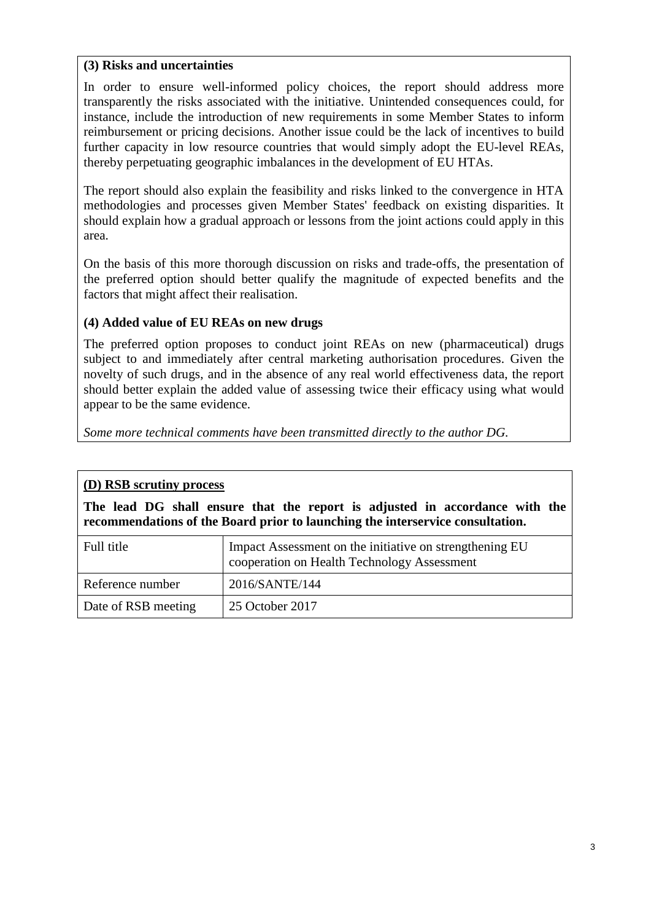**(3) Risks and uncertainties**

In order to ensure well-informed policy choices, the report should address more transparently the risks associated with the initiative. Unintended consequences could, for instance, include the introduction of new requirements in some Member States to inform reimbursement or pricing decisions. Another issue could be the lack of incentives to build further capacity in low resource countries that would simply adopt the EU-level REAs, thereby perpetuating geographic imbalances in the development of EU HTAs.

The report should also explain the feasibility and risks linked to the convergence in HTA methodologies and processes given Member States' feedback on existing disparities. It should explain how a gradual approach or lessons from the joint actions could apply in this area.

On the basis of this more thorough discussion on risks and trade-offs, the presentation of the preferred option should better qualify the magnitude of expected benefits and the factors that might affect their realisation.

**(4) Added value of EU REAs on new drugs**

The preferred option proposes to conduct joint REAs on new (pharmaceutical) drugs subject to and immediately after central marketing authorisation procedures. Given the novelty of such drugs, and in the absence of any real world effectiveness data, the report should better explain the added value of assessing twice their efficacy using what would appear to be the same evidence.

*Some more technical comments have been transmitted directly to the author DG.*

**(D) RSB scrutiny process**

**The lead DG shall ensure that the report is adjusted in accordance with the recommendations of the Board prior to launching the interservice consultation.**

| | |
|---|---|
| Full title | Impact Assessment on the initiative on strengthening EU cooperation on Health Technology Assessment |
| Reference number | 2016/SANTE/144 |
| Date of RSB meeting | 25 October 2017 |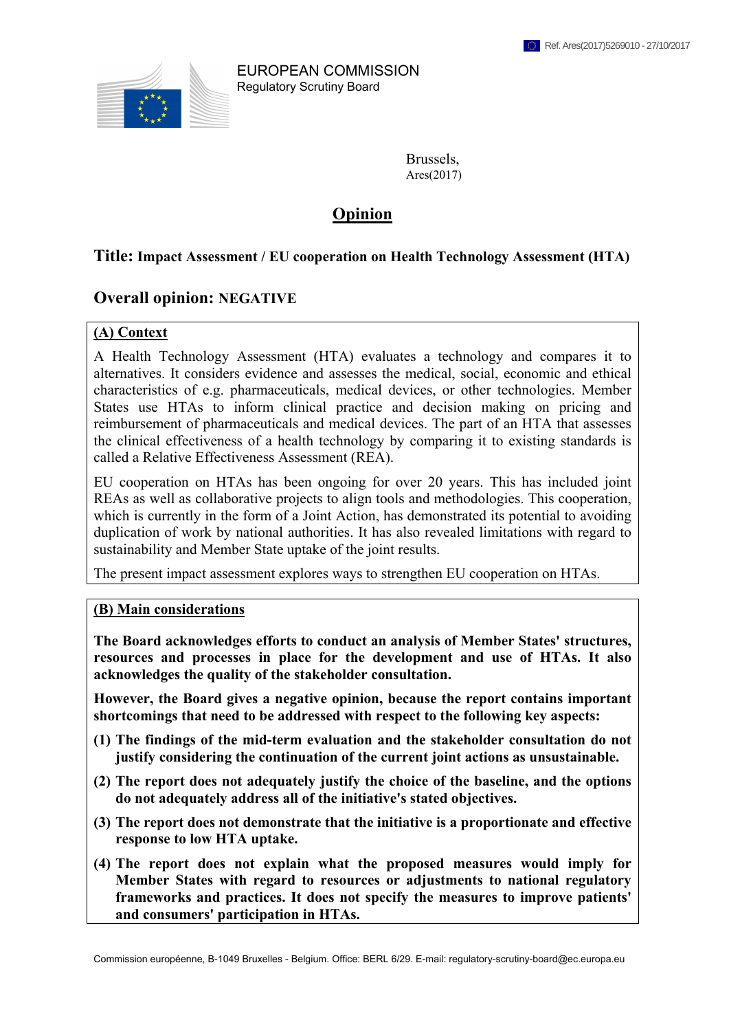Ref. Ares(2017)5269010 - 27/10/2017

EUROPEAN COMMISSION
Regulatory Scrutiny Board

Brussels,
Ares(2017)

# Opinion

## Title: Impact Assessment / EU cooperation on Health Technology Assessment (HTA)

## Overall opinion: NEGATIVE

### (A) Context

A Health Technology Assessment (HTA) evaluates a technology and compares it to alternatives. It considers evidence and assesses the medical, social, economic and ethical characteristics of e.g. pharmaceuticals, medical devices, or other technologies. Member States use HTAs to inform clinical practice and decision making on pricing and reimbursement of pharmaceuticals and medical devices. The part of an HTA that assesses the clinical effectiveness of a health technology by comparing it to existing standards is called a Relative Effectiveness Assessment (REA).

EU cooperation on HTAs has been ongoing for over 20 years. This has included joint REAs as well as collaborative projects to align tools and methodologies. This cooperation, which is currently in the form of a Joint Action, has demonstrated its potential to avoiding duplication of work by national authorities. It has also revealed limitations with regard to sustainability and Member State uptake of the joint results.

The present impact assessment explores ways to strengthen EU cooperation on HTAs.

### (B) Main considerations

**The Board acknowledges efforts to conduct an analysis of Member States' structures, resources and processes in place for the development and use of HTAs. It also acknowledges the quality of the stakeholder consultation.**

**However, the Board gives a negative opinion, because the report contains important shortcomings that need to be addressed with respect to the following key aspects:**

**(1) The findings of the mid-term evaluation and the stakeholder consultation do not justify considering the continuation of the current joint actions as unsustainable.**

**(2) The report does not adequately justify the choice of the baseline, and the options do not adequately address all of the initiative's stated objectives.**

**(3) The report does not demonstrate that the initiative is a proportionate and effective response to low HTA uptake.**

**(4) The report does not explain what the proposed measures would imply for Member States with regard to resources or adjustments to national regulatory frameworks and practices. It does not specify the measures to improve patients' and consumers' participation in HTAs.**

Commission européenne, B-1049 Bruxelles - Belgium. Office: BERL 6/29. E-mail: regulatory-scrutiny-board@ec.europa.eu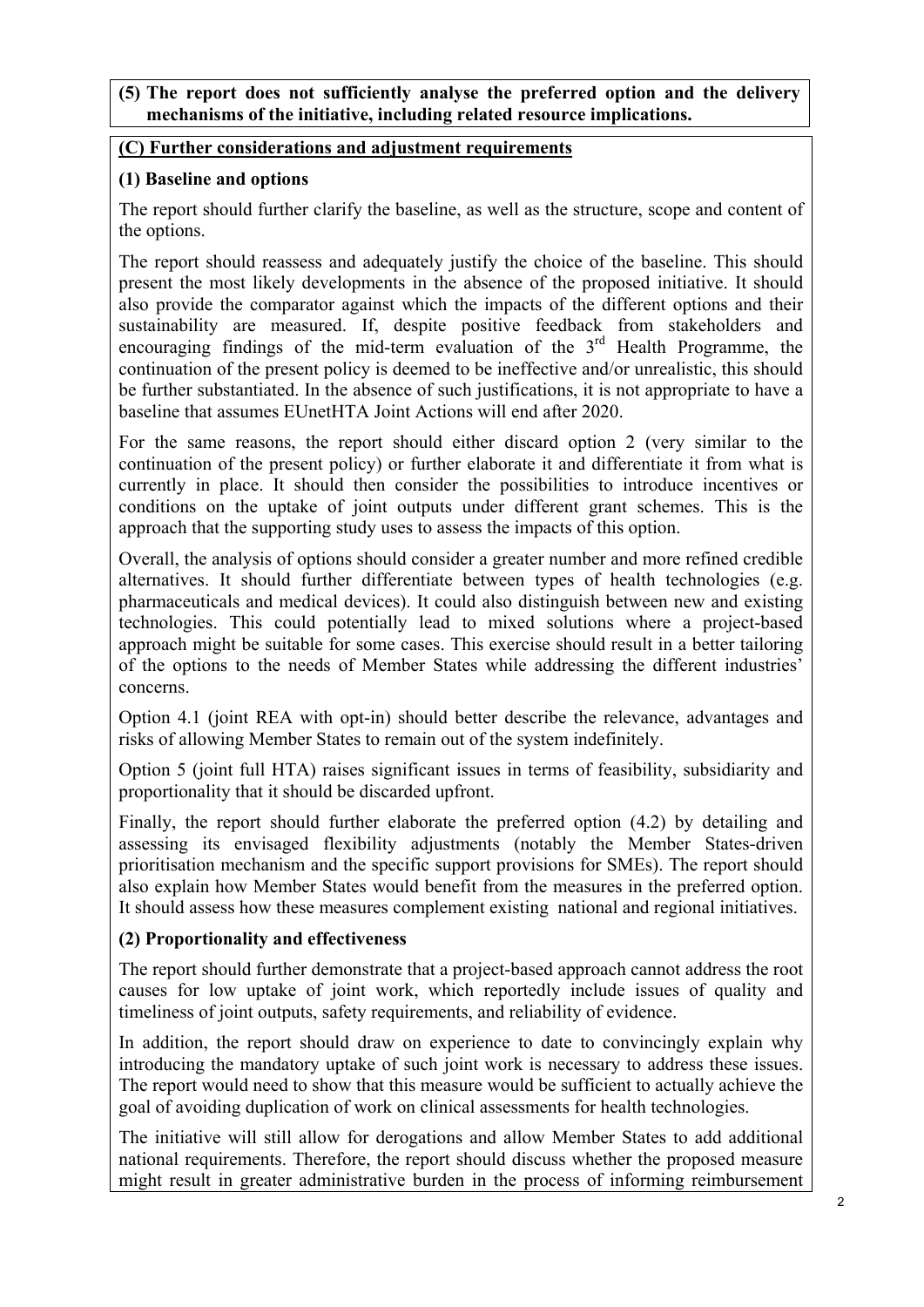**(5) The report does not sufficiently analyse the preferred option and the delivery mechanisms of the initiative, including related resource implications.**

**(C) Further considerations and adjustment requirements**

**(1) Baseline and options**

The report should further clarify the baseline, as well as the structure, scope and content of the options.

The report should reassess and adequately justify the choice of the baseline. This should present the most likely developments in the absence of the proposed initiative. It should also provide the comparator against which the impacts of the different options and their sustainability are measured. If, despite positive feedback from stakeholders and encouraging findings of the mid-term evaluation of the 3rd Health Programme, the continuation of the present policy is deemed to be ineffective and/or unrealistic, this should be further substantiated. In the absence of such justifications, it is not appropriate to have a baseline that assumes EUnetHTA Joint Actions will end after 2020.

For the same reasons, the report should either discard option 2 (very similar to the continuation of the present policy) or further elaborate it and differentiate it from what is currently in place. It should then consider the possibilities to introduce incentives or conditions on the uptake of joint outputs under different grant schemes. This is the approach that the supporting study uses to assess the impacts of this option.

Overall, the analysis of options should consider a greater number and more refined credible alternatives. It should further differentiate between types of health technologies (e.g. pharmaceuticals and medical devices). It could also distinguish between new and existing technologies. This could potentially lead to mixed solutions where a project-based approach might be suitable for some cases. This exercise should result in a better tailoring of the options to the needs of Member States while addressing the different industries' concerns.

Option 4.1 (joint REA with opt-in) should better describe the relevance, advantages and risks of allowing Member States to remain out of the system indefinitely.

Option 5 (joint full HTA) raises significant issues in terms of feasibility, subsidiarity and proportionality that it should be discarded upfront.

Finally, the report should further elaborate the preferred option (4.2) by detailing and assessing its envisaged flexibility adjustments (notably the Member States-driven prioritisation mechanism and the specific support provisions for SMEs). The report should also explain how Member States would benefit from the measures in the preferred option. It should assess how these measures complement existing national and regional initiatives.

**(2) Proportionality and effectiveness**

The report should further demonstrate that a project-based approach cannot address the root causes for low uptake of joint work, which reportedly include issues of quality and timeliness of joint outputs, safety requirements, and reliability of evidence.

In addition, the report should draw on experience to date to convincingly explain why introducing the mandatory uptake of such joint work is necessary to address these issues. The report would need to show that this measure would be sufficient to actually achieve the goal of avoiding duplication of work on clinical assessments for health technologies.

The initiative will still allow for derogations and allow Member States to add additional national requirements. Therefore, the report should discuss whether the proposed measure might result in greater administrative burden in the process of informing reimbursement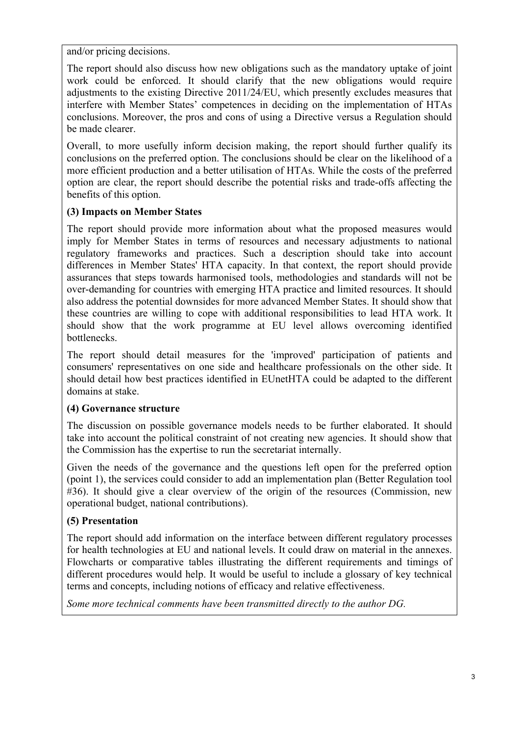and/or pricing decisions.

The report should also discuss how new obligations such as the mandatory uptake of joint work could be enforced. It should clarify that the new obligations would require adjustments to the existing Directive 2011/24/EU, which presently excludes measures that interfere with Member States' competences in deciding on the implementation of HTAs conclusions. Moreover, the pros and cons of using a Directive versus a Regulation should be made clearer.

Overall, to more usefully inform decision making, the report should further qualify its conclusions on the preferred option. The conclusions should be clear on the likelihood of a more efficient production and a better utilisation of HTAs. While the costs of the preferred option are clear, the report should describe the potential risks and trade-offs affecting the benefits of this option.

**(3) Impacts on Member States**

The report should provide more information about what the proposed measures would imply for Member States in terms of resources and necessary adjustments to national regulatory frameworks and practices. Such a description should take into account differences in Member States' HTA capacity. In that context, the report should provide assurances that steps towards harmonised tools, methodologies and standards will not be over-demanding for countries with emerging HTA practice and limited resources. It should also address the potential downsides for more advanced Member States. It should show that these countries are willing to cope with additional responsibilities to lead HTA work. It should show that the work programme at EU level allows overcoming identified bottlenecks.

The report should detail measures for the 'improved' participation of patients and consumers' representatives on one side and healthcare professionals on the other side. It should detail how best practices identified in EUnetHTA could be adapted to the different domains at stake.

**(4) Governance structure**

The discussion on possible governance models needs to be further elaborated. It should take into account the political constraint of not creating new agencies. It should show that the Commission has the expertise to run the secretariat internally.

Given the needs of the governance and the questions left open for the preferred option (point 1), the services could consider to add an implementation plan (Better Regulation tool #36). It should give a clear overview of the origin of the resources (Commission, new operational budget, national contributions).

**(5) Presentation**

The report should add information on the interface between different regulatory processes for health technologies at EU and national levels. It could draw on material in the annexes. Flowcharts or comparative tables illustrating the different requirements and timings of different procedures would help. It would be useful to include a glossary of key technical terms and concepts, including notions of efficacy and relative effectiveness.

*Some more technical comments have been transmitted directly to the author DG.*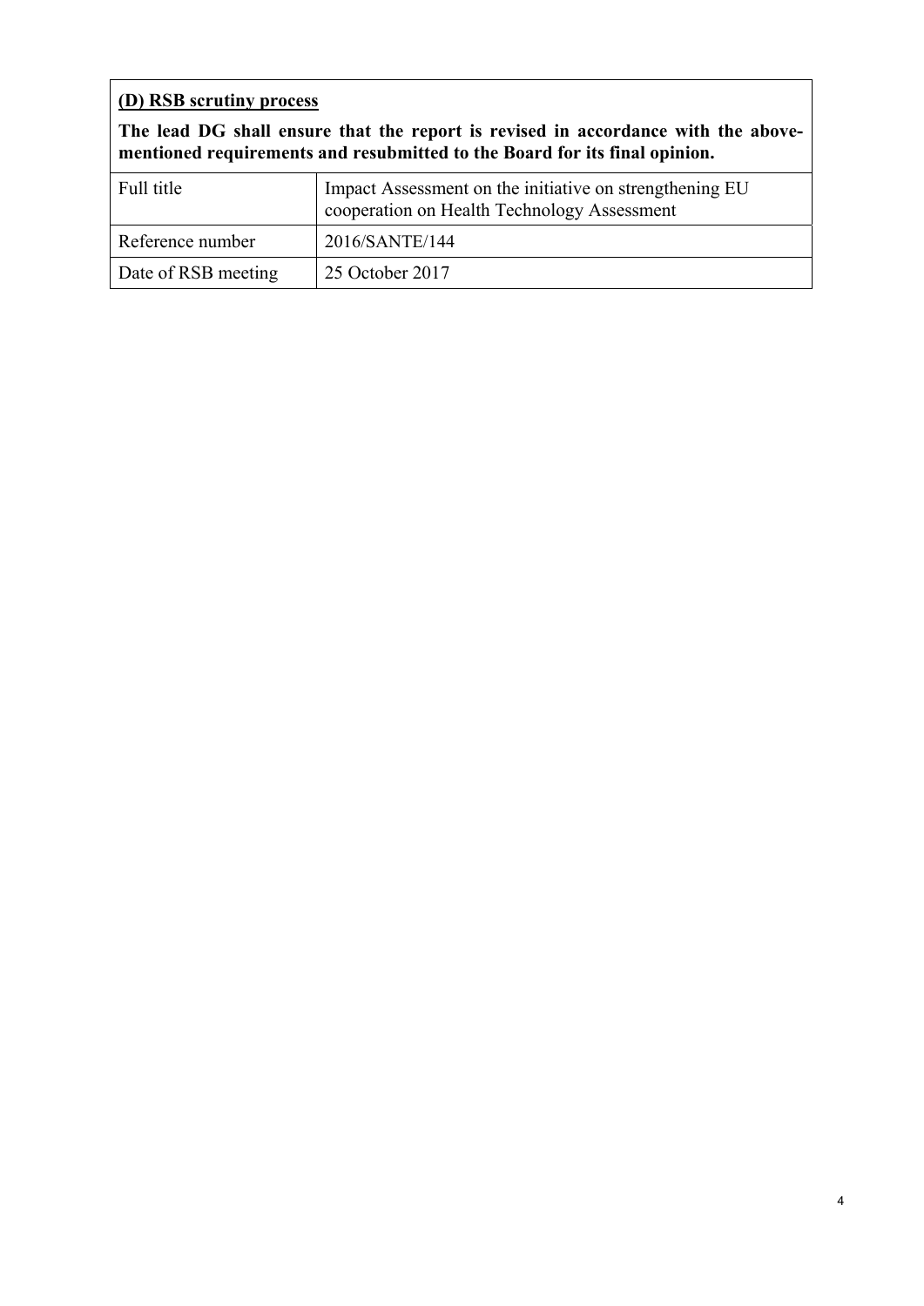**<u>(D) RSB scrutiny process</u>**

**The lead DG shall ensure that the report is revised in accordance with the above-mentioned requirements and resubmitted to the Board for its final opinion.**

| | |
|---|---|
| Full title | Impact Assessment on the initiative on strengthening EU cooperation on Health Technology Assessment |
| Reference number | 2016/SANTE/144 |
| Date of RSB meeting | 25 October 2017 |